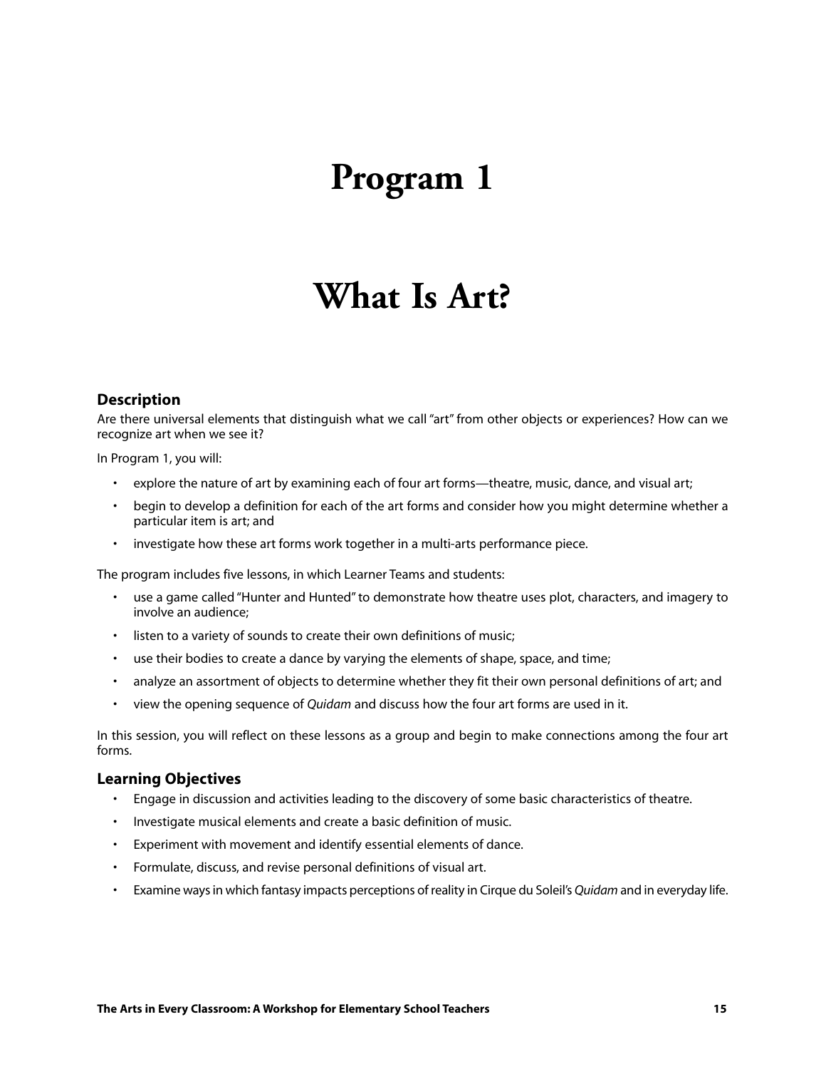# Program 1

# What Is Art?

## Description

Are there universal elements that distinguish what we call "art" from other objects or experiences? How can we recognize art when we see it?

In Program 1, you will:

- explore the nature of art by examining each of four art forms—theatre, music, dance, and visual art;
- begin to develop a definition for each of the art forms and consider how you might determine whether a particular item is art; and
- investigate how these art forms work together in a multi-arts performance piece.

The program includes five lessons, in which Learner Teams and students:

- use a game called "Hunter and Hunted" to demonstrate how theatre uses plot, characters, and imagery to involve an audience;
- listen to a variety of sounds to create their own definitions of music;
- use their bodies to create a dance by varying the elements of shape, space, and time;
- analyze an assortment of objects to determine whether they fit their own personal definitions of art; and
- view the opening sequence of *Quidam* and discuss how the four art forms are used in it.

In this session, you will reflect on these lessons as a group and begin to make connections among the four art forms.

## Learning Objectives

- Engage in discussion and activities leading to the discovery of some basic characteristics of theatre.
- Investigate musical elements and create a basic definition of music.
- Experiment with movement and identify essential elements of dance.
- Formulate, discuss, and revise personal definitions of visual art.
- Examine ways in which fantasy impacts perceptions of reality in Cirque du Soleil's *Quidam* and in everyday life.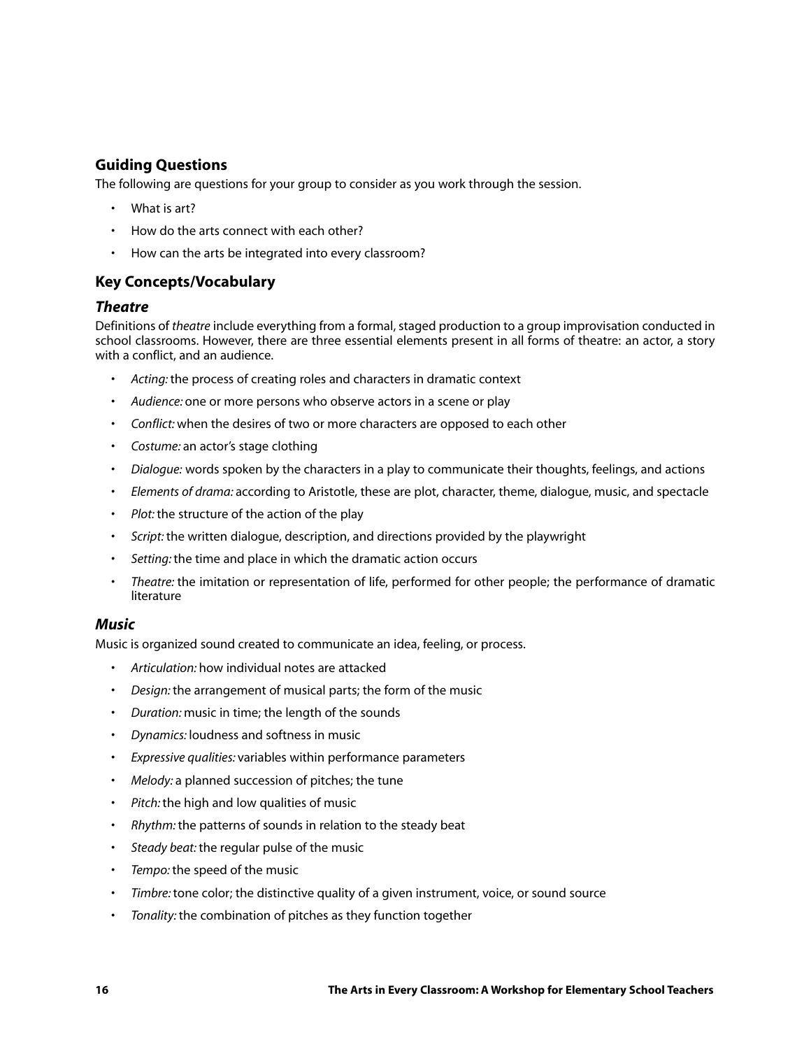## Guiding Questions

The following are questions for your group to consider as you work through the session.

- What is art?
- How do the arts connect with each other?
- How can the arts be integrated into every classroom?

## Key Concepts/Vocabulary

### *Theatre*

Definitions of *theatre* include everything from a formal, staged production to a group improvisation conducted in school classrooms. However, there are three essential elements present in all forms of theatre: an actor, a story with a conflict, and an audience.

- *Acting:* the process of creating roles and characters in dramatic context
- *Audience:* one or more persons who observe actors in a scene or play
- *Conflict:* when the desires of two or more characters are opposed to each other
- *Costume:* an actor's stage clothing
- *Dialogue:* words spoken by the characters in a play to communicate their thoughts, feelings, and actions
- *Elements of drama:* according to Aristotle, these are plot, character, theme, dialogue, music, and spectacle
- *Plot:* the structure of the action of the play
- *Script:* the written dialogue, description, and directions provided by the playwright
- *Setting:* the time and place in which the dramatic action occurs
- *Theatre:* the imitation or representation of life, performed for other people; the performance of dramatic literature

### *Music*

Music is organized sound created to communicate an idea, feeling, or process.

- *Articulation:* how individual notes are attacked
- *Design:* the arrangement of musical parts; the form of the music
- *Duration:* music in time; the length of the sounds
- *Dynamics:* loudness and softness in music
- *Expressive qualities:* variables within performance parameters
- *Melody:* a planned succession of pitches; the tune
- *Pitch:* the high and low qualities of music
- *Rhythm:* the patterns of sounds in relation to the steady beat
- *Steady beat:* the regular pulse of the music
- *Tempo:* the speed of the music
- *Timbre:* tone color; the distinctive quality of a given instrument, voice, or sound source
- *Tonality:* the combination of pitches as they function together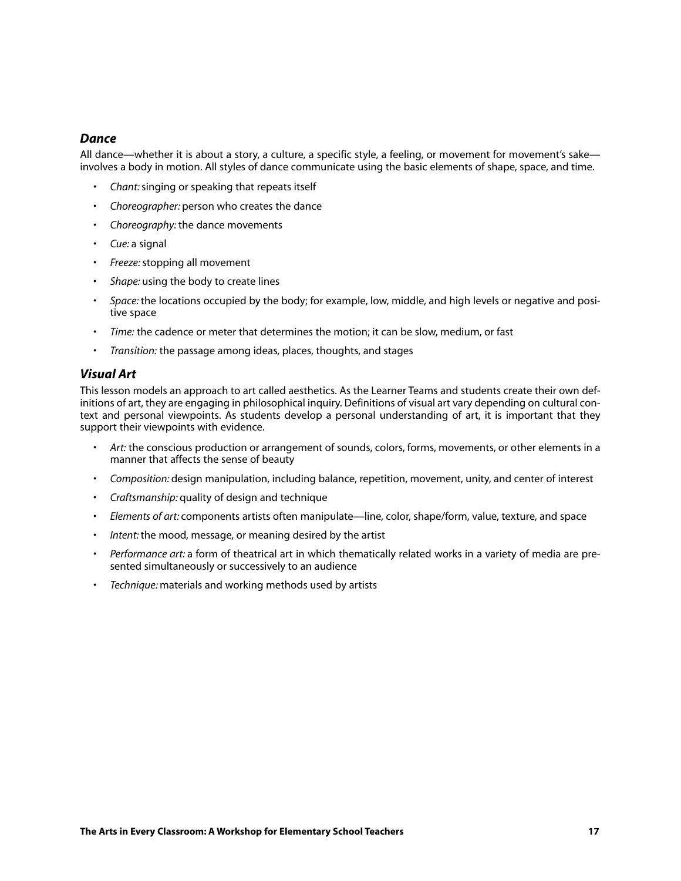### *Dance*

All dance—whether it is about a story, a culture, a specific style, a feeling, or movement for movement's sake—involves a body in motion. All styles of dance communicate using the basic elements of shape, space, and time.

- *Chant:* singing or speaking that repeats itself
- *Choreographer:* person who creates the dance
- *Choreography:* the dance movements
- *Cue:* a signal
- *Freeze:* stopping all movement
- *Shape:* using the body to create lines
- *Space:* the locations occupied by the body; for example, low, middle, and high levels or negative and positive space
- *Time:* the cadence or meter that determines the motion; it can be slow, medium, or fast
- *Transition:* the passage among ideas, places, thoughts, and stages

### *Visual Art*

This lesson models an approach to art called aesthetics. As the Learner Teams and students create their own definitions of art, they are engaging in philosophical inquiry. Definitions of visual art vary depending on cultural context and personal viewpoints. As students develop a personal understanding of art, it is important that they support their viewpoints with evidence.

- *Art:* the conscious production or arrangement of sounds, colors, forms, movements, or other elements in a manner that affects the sense of beauty
- *Composition:* design manipulation, including balance, repetition, movement, unity, and center of interest
- *Craftsmanship:* quality of design and technique
- *Elements of art:* components artists often manipulate—line, color, shape/form, value, texture, and space
- *Intent:* the mood, message, or meaning desired by the artist
- *Performance art:* a form of theatrical art in which thematically related works in a variety of media are presented simultaneously or successively to an audience
- *Technique:* materials and working methods used by artists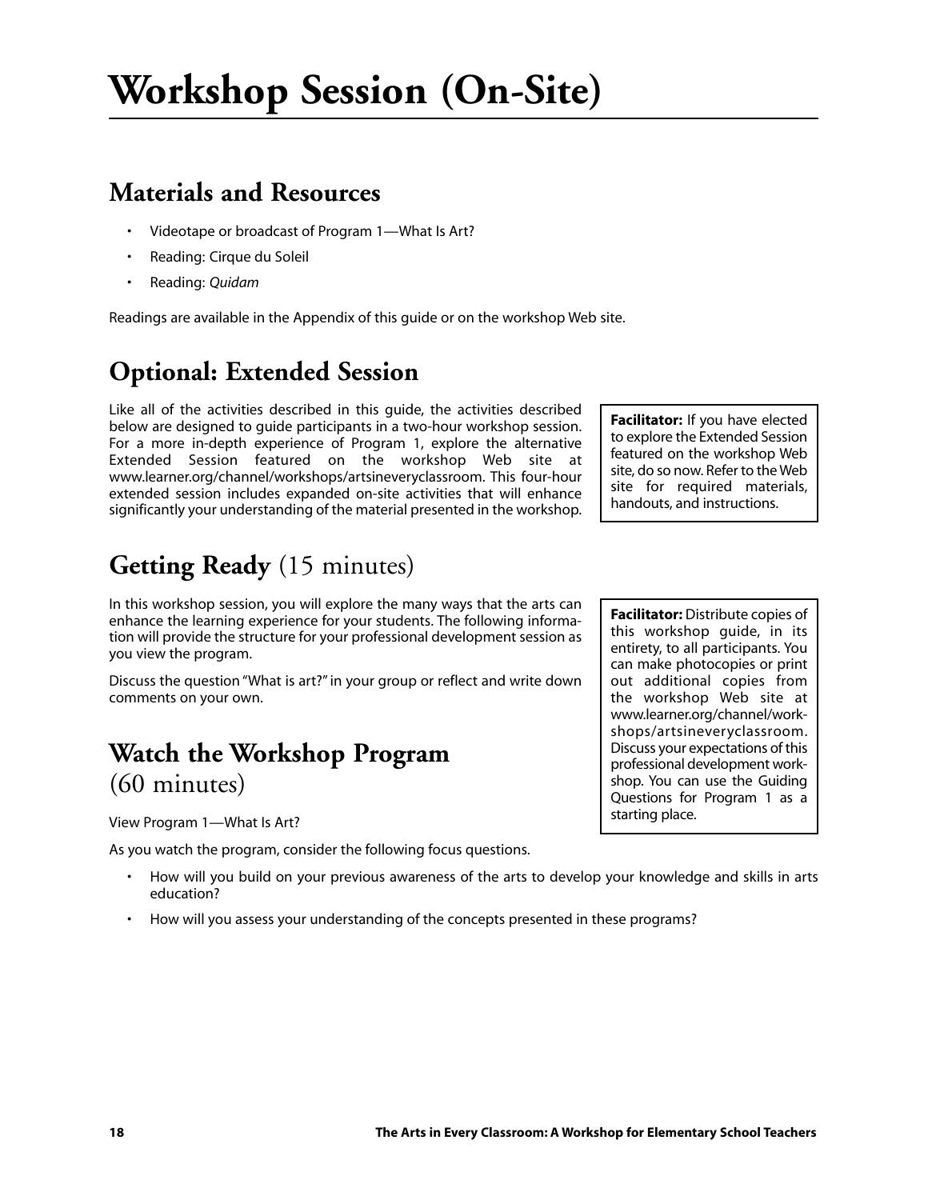# Workshop Session (On-Site)

## Materials and Resources

- Videotape or broadcast of Program 1—What Is Art?
- Reading: Cirque du Soleil
- Reading: *Quidam*

Readings are available in the Appendix of this guide or on the workshop Web site.

## Optional: Extended Session

Like all of the activities described in this guide, the activities described below are designed to guide participants in a two-hour workshop session. For a more in-depth experience of Program 1, explore the alternative Extended Session featured on the workshop Web site at www.learner.org/channel/workshops/artsineveryclassroom. This four-hour extended session includes expanded on-site activities that will enhance significantly your understanding of the material presented in the workshop.

**Facilitator:** If you have elected to explore the Extended Session featured on the workshop Web site, do so now. Refer to the Web site for required materials, handouts, and instructions.

## Getting Ready (15 minutes)

In this workshop session, you will explore the many ways that the arts can enhance the learning experience for your students. The following information will provide the structure for your professional development session as you view the program.

Discuss the question "What is art?" in your group or reflect and write down comments on your own.

**Facilitator:** Distribute copies of this workshop guide, in its entirety, to all participants. You can make photocopies or print out additional copies from the workshop Web site at www.learner.org/channel/workshops/artsineveryclassroom. Discuss your expectations of this professional development workshop. You can use the Guiding Questions for Program 1 as a starting place.

## Watch the Workshop Program (60 minutes)

View Program 1—What Is Art?

As you watch the program, consider the following focus questions.

- How will you build on your previous awareness of the arts to develop your knowledge and skills in arts education?
- How will you assess your understanding of the concepts presented in these programs?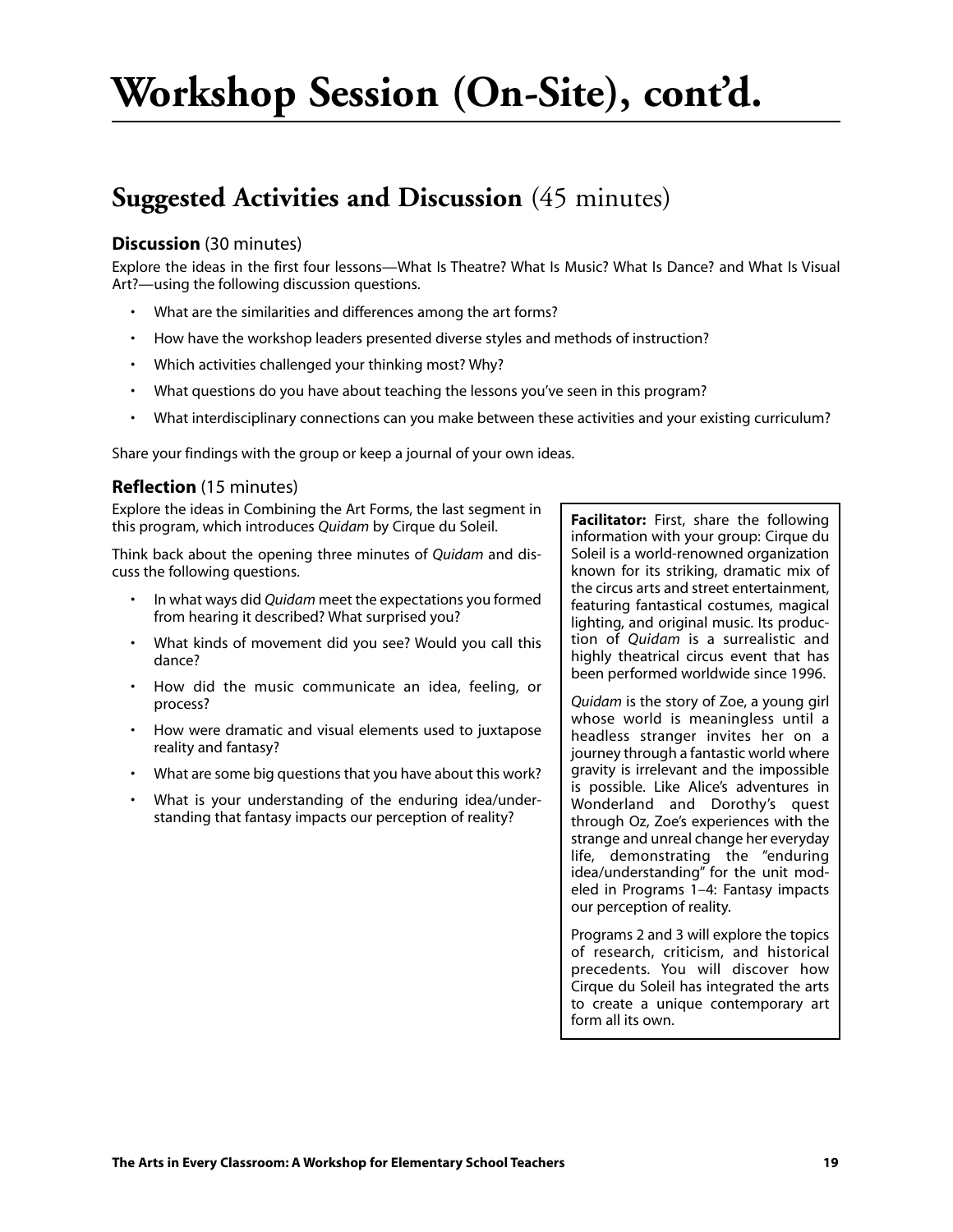# Workshop Session (On-Site), cont'd.

## Suggested Activities and Discussion (45 minutes)

### Discussion (30 minutes)

Explore the ideas in the first four lessons—What Is Theatre? What Is Music? What Is Dance? and What Is Visual Art?—using the following discussion questions.

- What are the similarities and differences among the art forms?
- How have the workshop leaders presented diverse styles and methods of instruction?
- Which activities challenged your thinking most? Why?
- What questions do you have about teaching the lessons you've seen in this program?
- What interdisciplinary connections can you make between these activities and your existing curriculum?

Share your findings with the group or keep a journal of your own ideas.

### Reflection (15 minutes)

Explore the ideas in Combining the Art Forms, the last segment in this program, which introduces *Quidam* by Cirque du Soleil.

Think back about the opening three minutes of *Quidam* and discuss the following questions.

- In what ways did *Quidam* meet the expectations you formed from hearing it described? What surprised you?
- What kinds of movement did you see? Would you call this dance?
- How did the music communicate an idea, feeling, or process?
- How were dramatic and visual elements used to juxtapose reality and fantasy?
- What are some big questions that you have about this work?
- What is your understanding of the enduring idea/understanding that fantasy impacts our perception of reality?

**Facilitator:** First, share the following information with your group: Cirque du Soleil is a world-renowned organization known for its striking, dramatic mix of the circus arts and street entertainment, featuring fantastical costumes, magical lighting, and original music. Its production of *Quidam* is a surrealistic and highly theatrical circus event that has been performed worldwide since 1996.

*Quidam* is the story of Zoe, a young girl whose world is meaningless until a headless stranger invites her on a journey through a fantastic world where gravity is irrelevant and the impossible is possible. Like Alice's adventures in Wonderland and Dorothy's quest through Oz, Zoe's experiences with the strange and unreal change her everyday life, demonstrating the "enduring idea/understanding" for the unit modeled in Programs 1–4: Fantasy impacts our perception of reality.

Programs 2 and 3 will explore the topics of research, criticism, and historical precedents. You will discover how Cirque du Soleil has integrated the arts to create a unique contemporary art form all its own.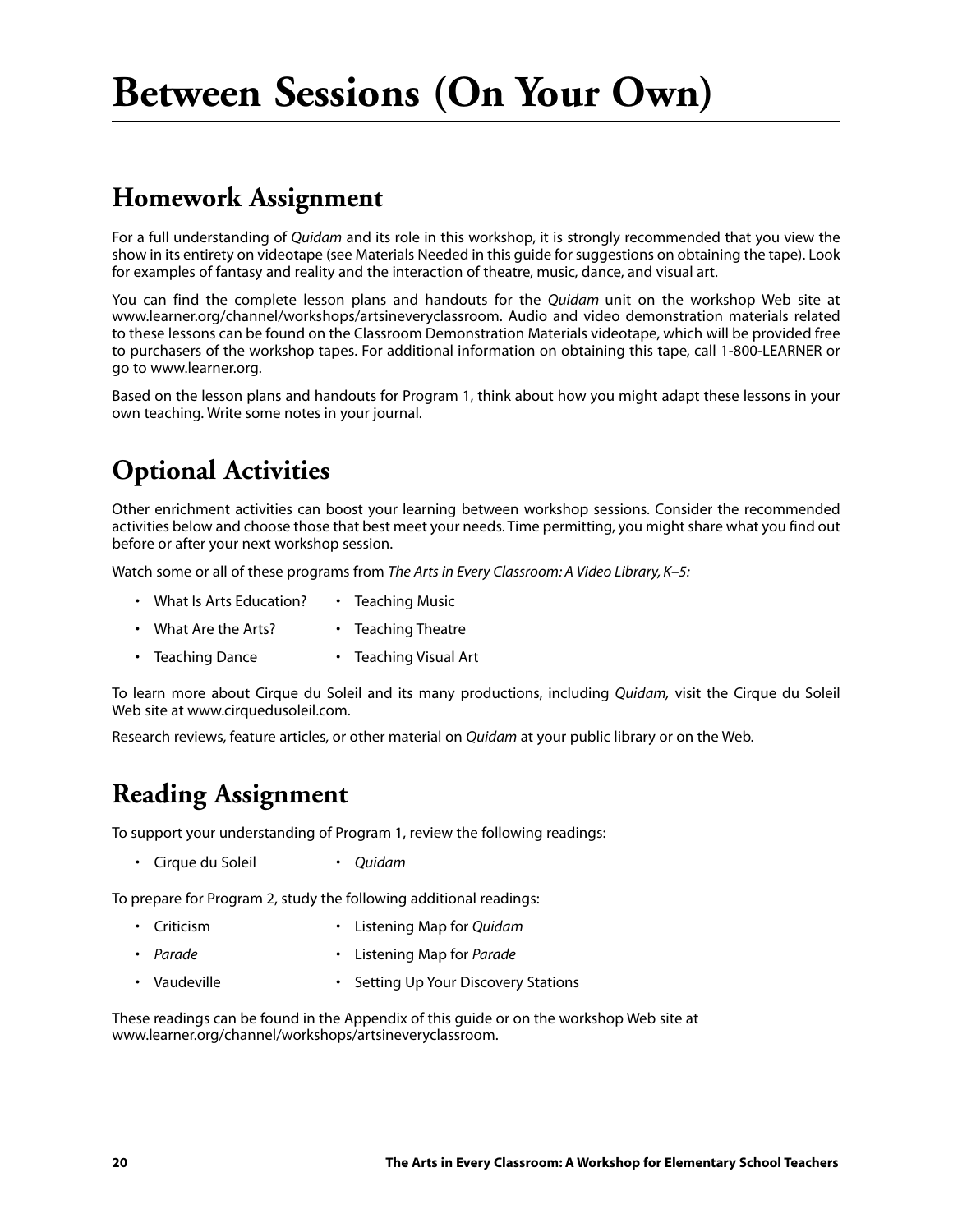# Between Sessions (On Your Own)

## Homework Assignment

For a full understanding of *Quidam* and its role in this workshop, it is strongly recommended that you view the show in its entirety on videotape (see Materials Needed in this guide for suggestions on obtaining the tape). Look for examples of fantasy and reality and the interaction of theatre, music, dance, and visual art.

You can find the complete lesson plans and handouts for the *Quidam* unit on the workshop Web site at www.learner.org/channel/workshops/artsineveryclassroom. Audio and video demonstration materials related to these lessons can be found on the Classroom Demonstration Materials videotape, which will be provided free to purchasers of the workshop tapes. For additional information on obtaining this tape, call 1-800-LEARNER or go to www.learner.org.

Based on the lesson plans and handouts for Program 1, think about how you might adapt these lessons in your own teaching. Write some notes in your journal.

## Optional Activities

Other enrichment activities can boost your learning between workshop sessions. Consider the recommended activities below and choose those that best meet your needs. Time permitting, you might share what you find out before or after your next workshop session.

Watch some or all of these programs from *The Arts in Every Classroom: A Video Library, K–5:*

- What Is Arts Education?
- What Are the Arts?
- Teaching Dance
- Teaching Music
- Teaching Theatre
- Teaching Visual Art

To learn more about Cirque du Soleil and its many productions, including *Quidam,* visit the Cirque du Soleil Web site at www.cirquedusoleil.com.

Research reviews, feature articles, or other material on *Quidam* at your public library or on the Web.

## Reading Assignment

To support your understanding of Program 1, review the following readings:

- Cirque du Soleil
- *Quidam*

To prepare for Program 2, study the following additional readings:

- Criticism
- *Parade*
- Vaudeville
- Listening Map for *Quidam*
- Listening Map for *Parade*
- Setting Up Your Discovery Stations

These readings can be found in the Appendix of this guide or on the workshop Web site at www.learner.org/channel/workshops/artsineveryclassroom.